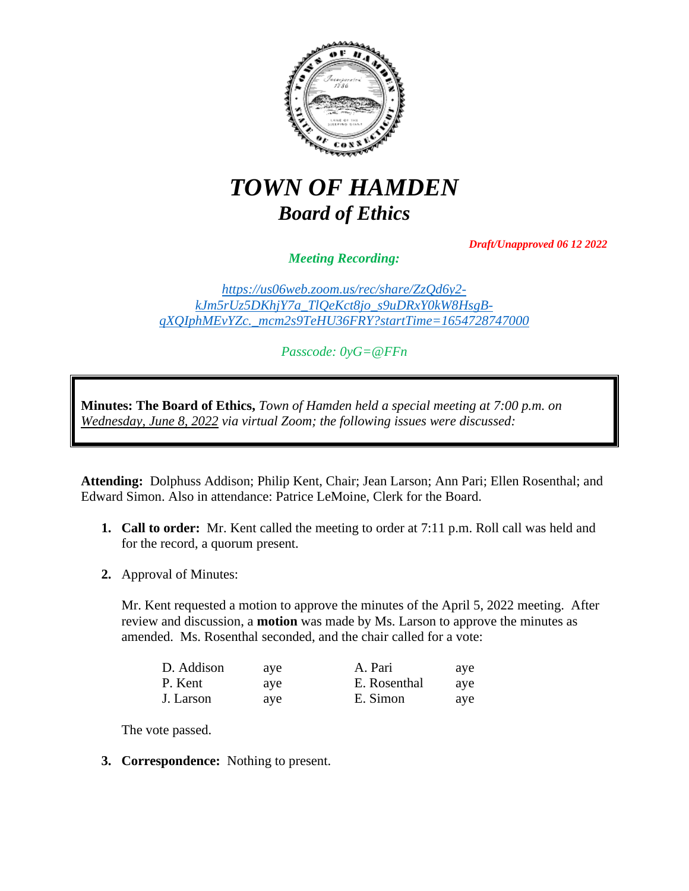# *TOWN OF HAMDEN*

## *Board of Ethics*

***Draft/Unapproved 06 12 2022***

***Meeting Recording:***

*https://us06web.zoom.us/rec/share/ZzQd6y2-kJm5rUz5DKhjY7a_TlQeKct8jo_s9uDRxY0kW8HsgB-qXQIphMEvYZc._mcm2s9TeHU36FRY?startTime=1654728747000*

*Passcode: 0yG=@FFn*

**Minutes: The Board of Ethics,** *Town of Hamden held a special meeting at 7:00 p.m. on Wednesday, June 8, 2022 via virtual Zoom; the following issues were discussed:*

**Attending:** Dolphuss Addison; Philip Kent, Chair; Jean Larson; Ann Pari; Ellen Rosenthal; and Edward Simon. Also in attendance: Patrice LeMoine, Clerk for the Board.

1. **Call to order:** Mr. Kent called the meeting to order at 7:11 p.m. Roll call was held and for the record, a quorum present.

2. Approval of Minutes:

   Mr. Kent requested a motion to approve the minutes of the April 5, 2022 meeting. After review and discussion, a **motion** was made by Ms. Larson to approve the minutes as amended. Ms. Rosenthal seconded, and the chair called for a vote:

   | | | | |
   |---|---|---|---|
   | D. Addison | aye | A. Pari | aye |
   | P. Kent | aye | E. Rosenthal | aye |
   | J. Larson | aye | E. Simon | aye |

   The vote passed.

3. **Correspondence:** Nothing to present.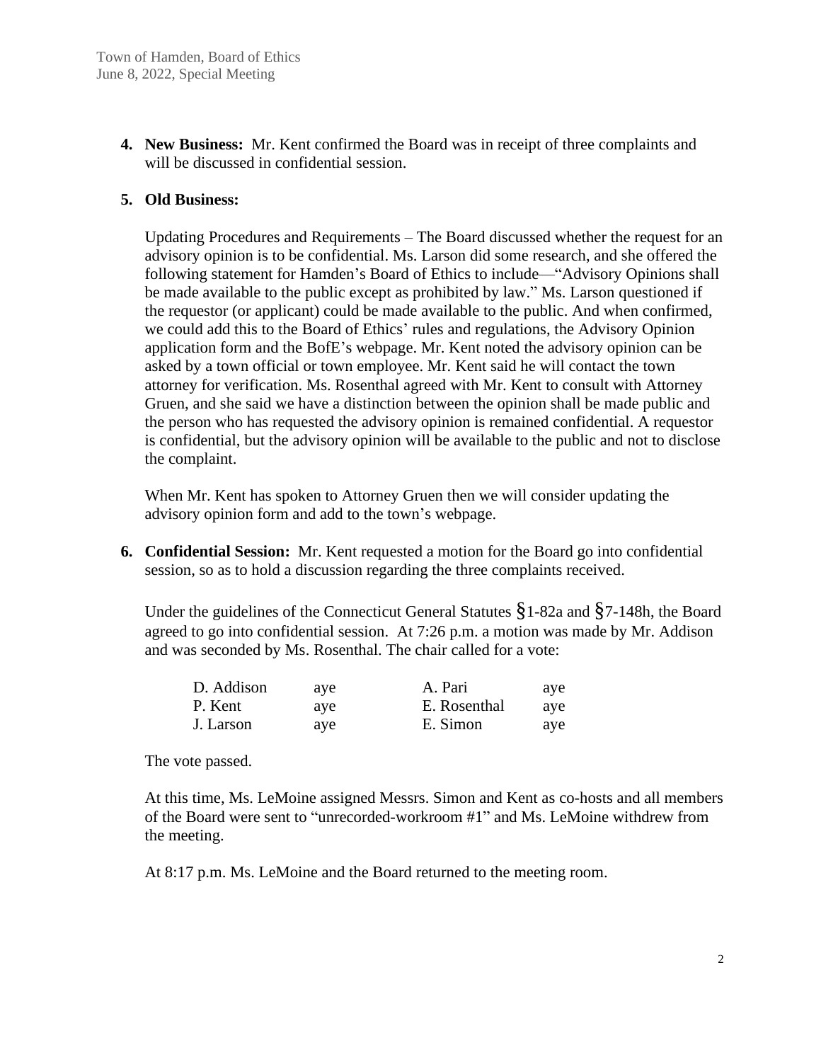4. **New Business:** Mr. Kent confirmed the Board was in receipt of three complaints and will be discussed in confidential session.

5. **Old Business:**

   Updating Procedures and Requirements – The Board discussed whether the request for an advisory opinion is to be confidential. Ms. Larson did some research, and she offered the following statement for Hamden's Board of Ethics to include—"Advisory Opinions shall be made available to the public except as prohibited by law." Ms. Larson questioned if the requestor (or applicant) could be made available to the public. And when confirmed, we could add this to the Board of Ethics' rules and regulations, the Advisory Opinion application form and the BofE's webpage. Mr. Kent noted the advisory opinion can be asked by a town official or town employee. Mr. Kent said he will contact the town attorney for verification. Ms. Rosenthal agreed with Mr. Kent to consult with Attorney Gruen, and she said we have a distinction between the opinion shall be made public and the person who has requested the advisory opinion is remained confidential. A requestor is confidential, but the advisory opinion will be available to the public and not to disclose the complaint.

   When Mr. Kent has spoken to Attorney Gruen then we will consider updating the advisory opinion form and add to the town's webpage.

6. **Confidential Session:** Mr. Kent requested a motion for the Board go into confidential session, so as to hold a discussion regarding the three complaints received.

   Under the guidelines of the Connecticut General Statutes §1-82a and §7-148h, the Board agreed to go into confidential session. At 7:26 p.m. a motion was made by Mr. Addison and was seconded by Ms. Rosenthal. The chair called for a vote:

   | | | | |
   |---|---|---|---|
   | D. Addison | aye | A. Pari | aye |
   | P. Kent | aye | E. Rosenthal | aye |
   | J. Larson | aye | E. Simon | aye |

   The vote passed.

   At this time, Ms. LeMoine assigned Messrs. Simon and Kent as co-hosts and all members of the Board were sent to "unrecorded-workroom #1" and Ms. LeMoine withdrew from the meeting.

   At 8:17 p.m. Ms. LeMoine and the Board returned to the meeting room.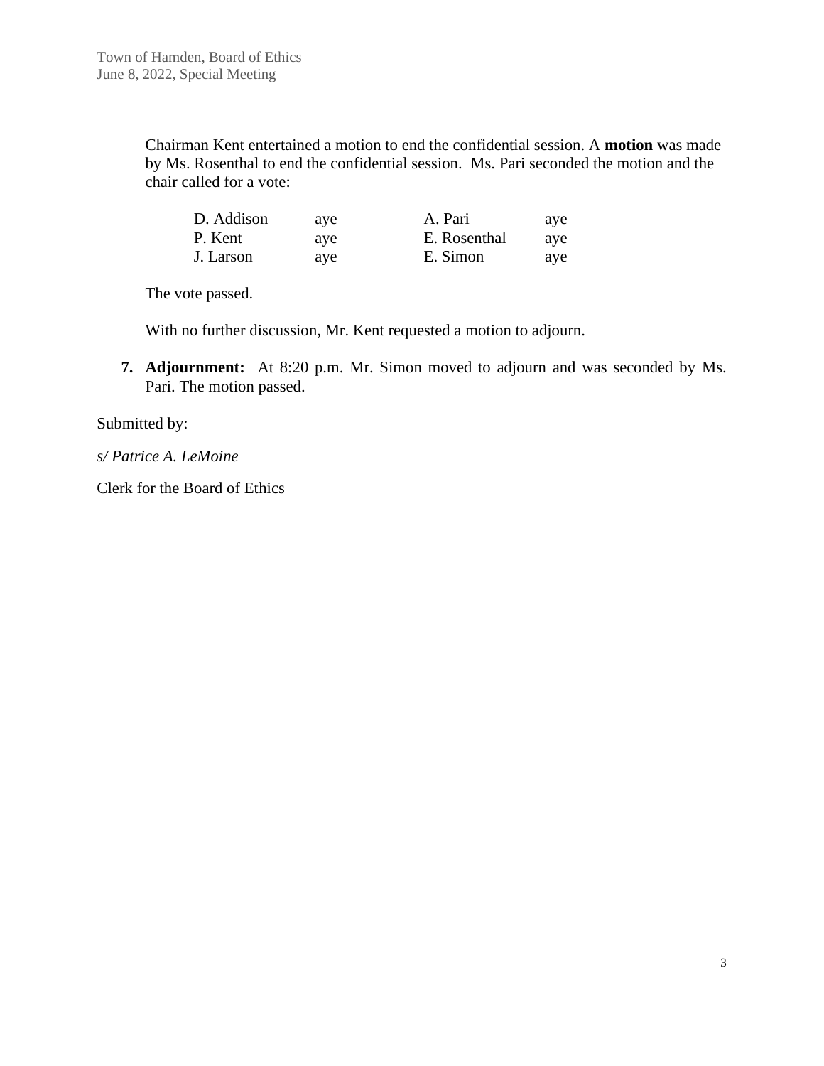Chairman Kent entertained a motion to end the confidential session. A **motion** was made by Ms. Rosenthal to end the confidential session. Ms. Pari seconded the motion and the chair called for a vote:

| | | | |
|---|---|---|---|
| D. Addison | aye | A. Pari | aye |
| P. Kent | aye | E. Rosenthal | aye |
| J. Larson | aye | E. Simon | aye |

The vote passed.

With no further discussion, Mr. Kent requested a motion to adjourn.

7. **Adjournment:** At 8:20 p.m. Mr. Simon moved to adjourn and was seconded by Ms. Pari. The motion passed.

Submitted by:

*s/ Patrice A. LeMoine*

Clerk for the Board of Ethics